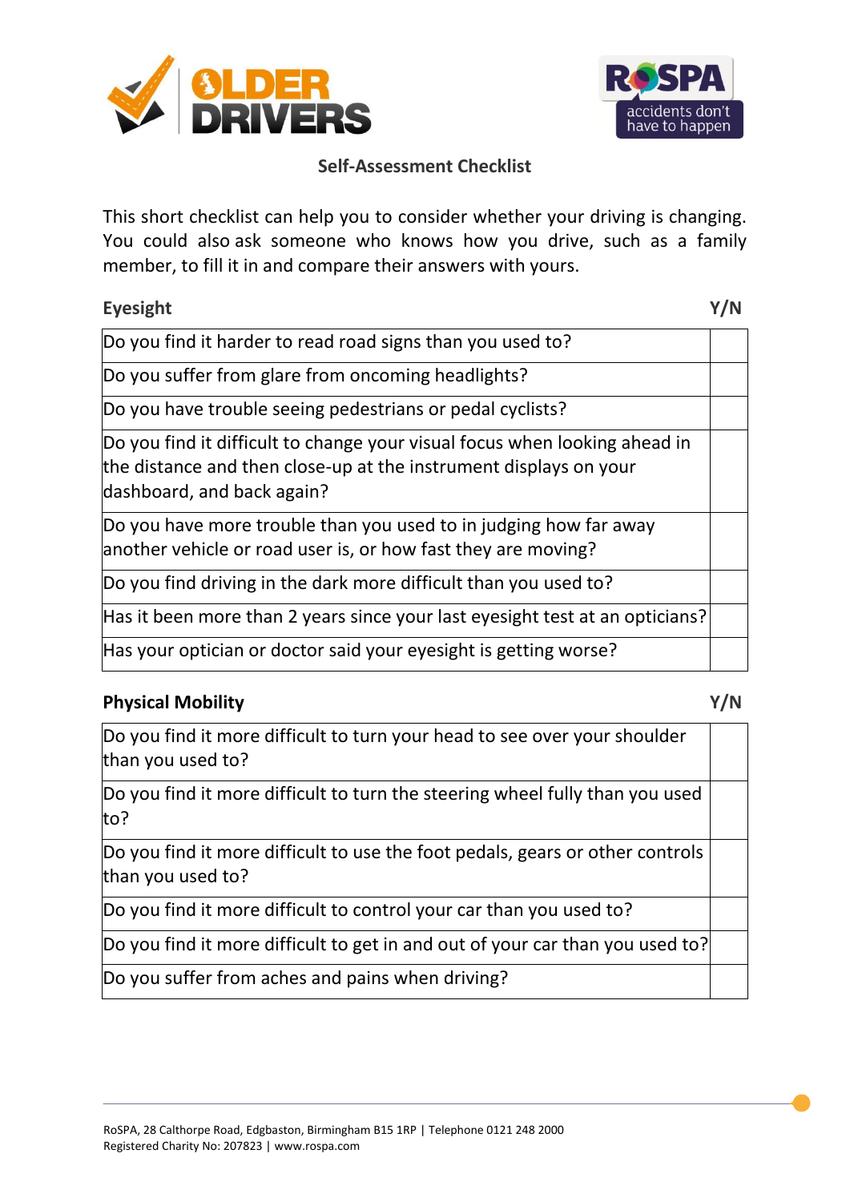OLDER DRIVERS

RoSPA
accidents don't have to happen

## Self-Assessment Checklist

This short checklist can help you to consider whether your driving is changing. You could also ask someone who knows how you drive, such as a family member, to fill it in and compare their answers with yours.

| **Eyesight** | **Y/N** |
|---|---|
| Do you find it harder to read road signs than you used to? | |
| Do you suffer from glare from oncoming headlights? | |
| Do you have trouble seeing pedestrians or pedal cyclists? | |
| Do you find it difficult to change your visual focus when looking ahead in the distance and then close-up at the instrument displays on your dashboard, and back again? | |
| Do you have more trouble than you used to in judging how far away another vehicle or road user is, or how fast they are moving? | |
| Do you find driving in the dark more difficult than you used to? | |
| Has it been more than 2 years since your last eyesight test at an opticians? | |
| Has your optician or doctor said your eyesight is getting worse? | |

| **Physical Mobility** | **Y/N** |
|---|---|
| Do you find it more difficult to turn your head to see over your shoulder than you used to? | |
| Do you find it more difficult to turn the steering wheel fully than you used to? | |
| Do you find it more difficult to use the foot pedals, gears or other controls than you used to? | |
| Do you find it more difficult to control your car than you used to? | |
| Do you find it more difficult to get in and out of your car than you used to? | |
| Do you suffer from aches and pains when driving? | |

RoSPA, 28 Calthorpe Road, Edgbaston, Birmingham B15 1RP | Telephone 0121 248 2000
Registered Charity No: 207823 | www.rospa.com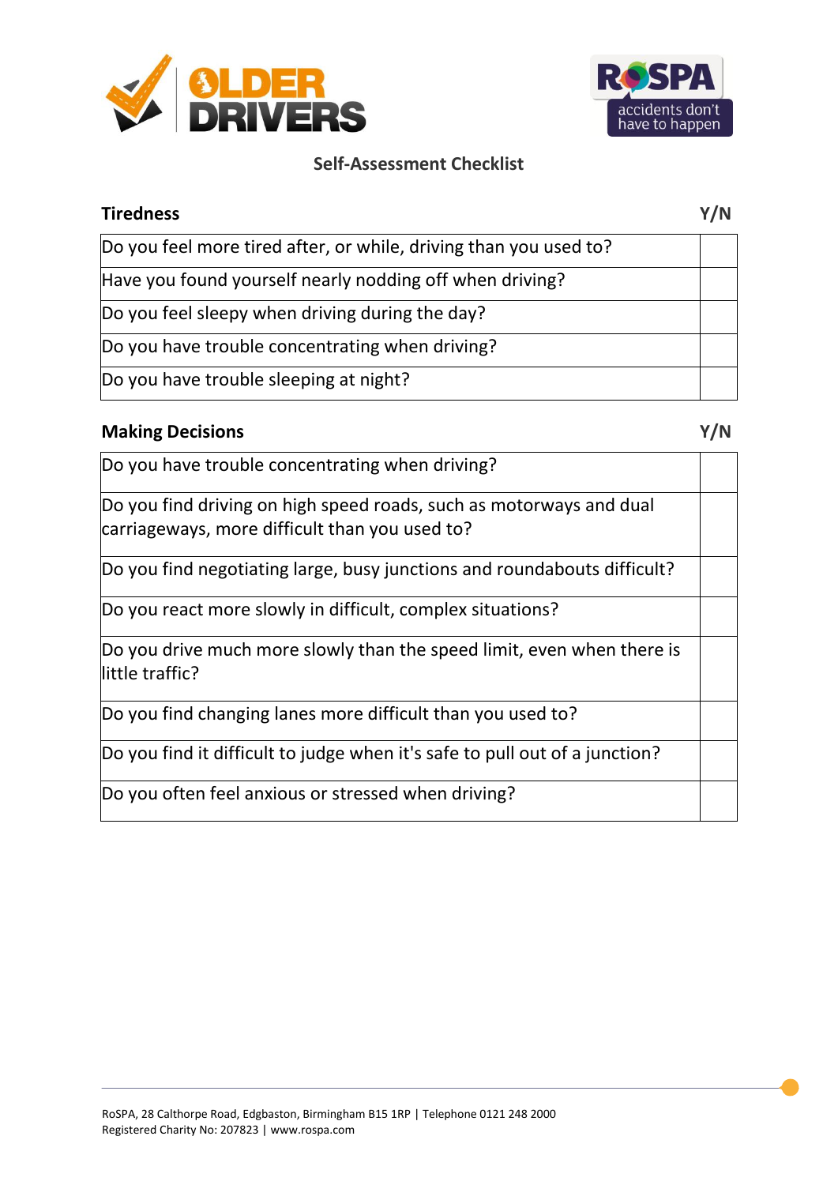**OLDER DRIVERS**

**RoSPA** accidents don't have to happen

## Self-Assessment Checklist

| Tiredness | Y/N |
|---|---|
| Do you feel more tired after, or while, driving than you used to? | |
| Have you found yourself nearly nodding off when driving? | |
| Do you feel sleepy when driving during the day? | |
| Do you have trouble concentrating when driving? | |
| Do you have trouble sleeping at night? | |

| Making Decisions | Y/N |
|---|---|
| Do you have trouble concentrating when driving? | |
| Do you find driving on high speed roads, such as motorways and dual carriageways, more difficult than you used to? | |
| Do you find negotiating large, busy junctions and roundabouts difficult? | |
| Do you react more slowly in difficult, complex situations? | |
| Do you drive much more slowly than the speed limit, even when there is little traffic? | |
| Do you find changing lanes more difficult than you used to? | |
| Do you find it difficult to judge when it's safe to pull out of a junction? | |
| Do you often feel anxious or stressed when driving? | |

RoSPA, 28 Calthorpe Road, Edgbaston, Birmingham B15 1RP | Telephone 0121 248 2000
Registered Charity No: 207823 | www.rospa.com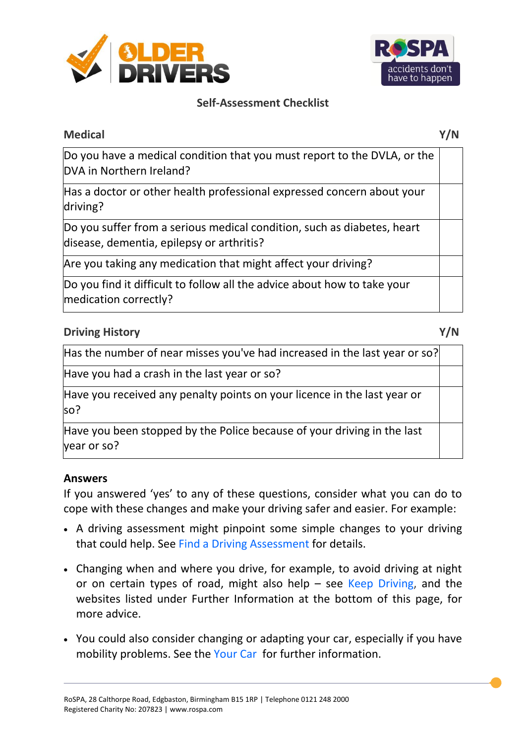## Self-Assessment Checklist

| Medical | Y/N |
|---|---|
| Do you have a medical condition that you must report to the DVLA, or the DVA in Northern Ireland? | |
| Has a doctor or other health professional expressed concern about your driving? | |
| Do you suffer from a serious medical condition, such as diabetes, heart disease, dementia, epilepsy or arthritis? | |
| Are you taking any medication that might affect your driving? | |
| Do you find it difficult to follow all the advice about how to take your medication correctly? | |

| Driving History | Y/N |
|---|---|
| Has the number of near misses you've had increased in the last year or so? | |
| Have you had a crash in the last year or so? | |
| Have you received any penalty points on your licence in the last year or so? | |
| Have you been stopped by the Police because of your driving in the last year or so? | |

### Answers

If you answered 'yes' to any of these questions, consider what you can do to cope with these changes and make your driving safer and easier. For example:

- A driving assessment might pinpoint some simple changes to your driving that could help. See Find a Driving Assessment for details.
- Changing when and where you drive, for example, to avoid driving at night or on certain types of road, might also help – see Keep Driving, and the websites listed under Further Information at the bottom of this page, for more advice.
- You could also consider changing or adapting your car, especially if you have mobility problems. See the Your Car for further information.

RoSPA, 28 Calthorpe Road, Edgbaston, Birmingham B15 1RP | Telephone 0121 248 2000
Registered Charity No: 207823 | www.rospa.com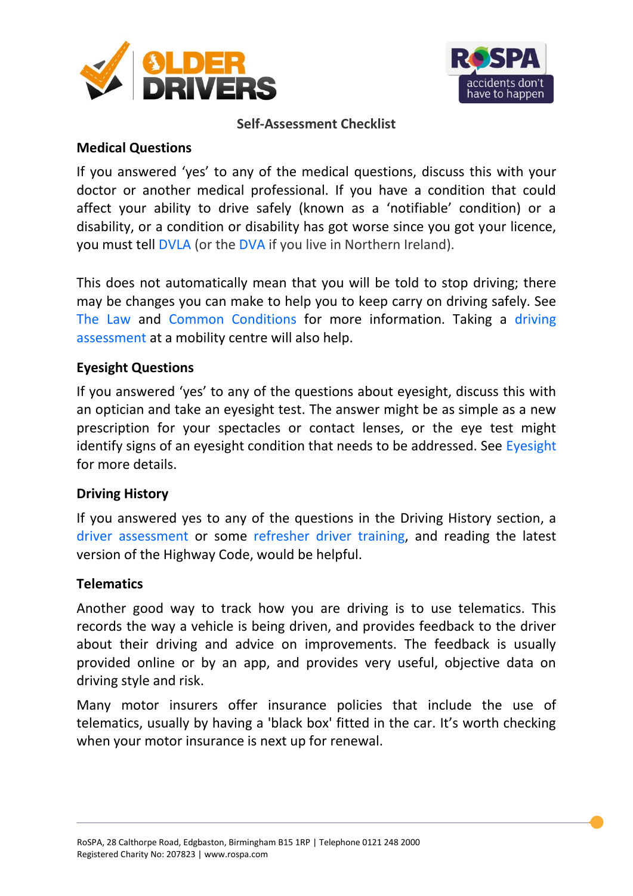## Self-Assessment Checklist

### Medical Questions

If you answered 'yes' to any of the medical questions, discuss this with your doctor or another medical professional. If you have a condition that could affect your ability to drive safely (known as a 'notifiable' condition) or a disability, or a condition or disability has got worse since you got your licence, you must tell DVLA (or the DVA if you live in Northern Ireland).

This does not automatically mean that you will be told to stop driving; there may be changes you can make to help you to keep carry on driving safely. See The Law and Common Conditions for more information. Taking a driving assessment at a mobility centre will also help.

### Eyesight Questions

If you answered 'yes' to any of the questions about eyesight, discuss this with an optician and take an eyesight test. The answer might be as simple as a new prescription for your spectacles or contact lenses, or the eye test might identify signs of an eyesight condition that needs to be addressed. See Eyesight for more details.

### Driving History

If you answered yes to any of the questions in the Driving History section, a driver assessment or some refresher driver training, and reading the latest version of the Highway Code, would be helpful.

### Telematics

Another good way to track how you are driving is to use telematics. This records the way a vehicle is being driven, and provides feedback to the driver about their driving and advice on improvements. The feedback is usually provided online or by an app, and provides very useful, objective data on driving style and risk.

Many motor insurers offer insurance policies that include the use of telematics, usually by having a 'black box' fitted in the car. It's worth checking when your motor insurance is next up for renewal.